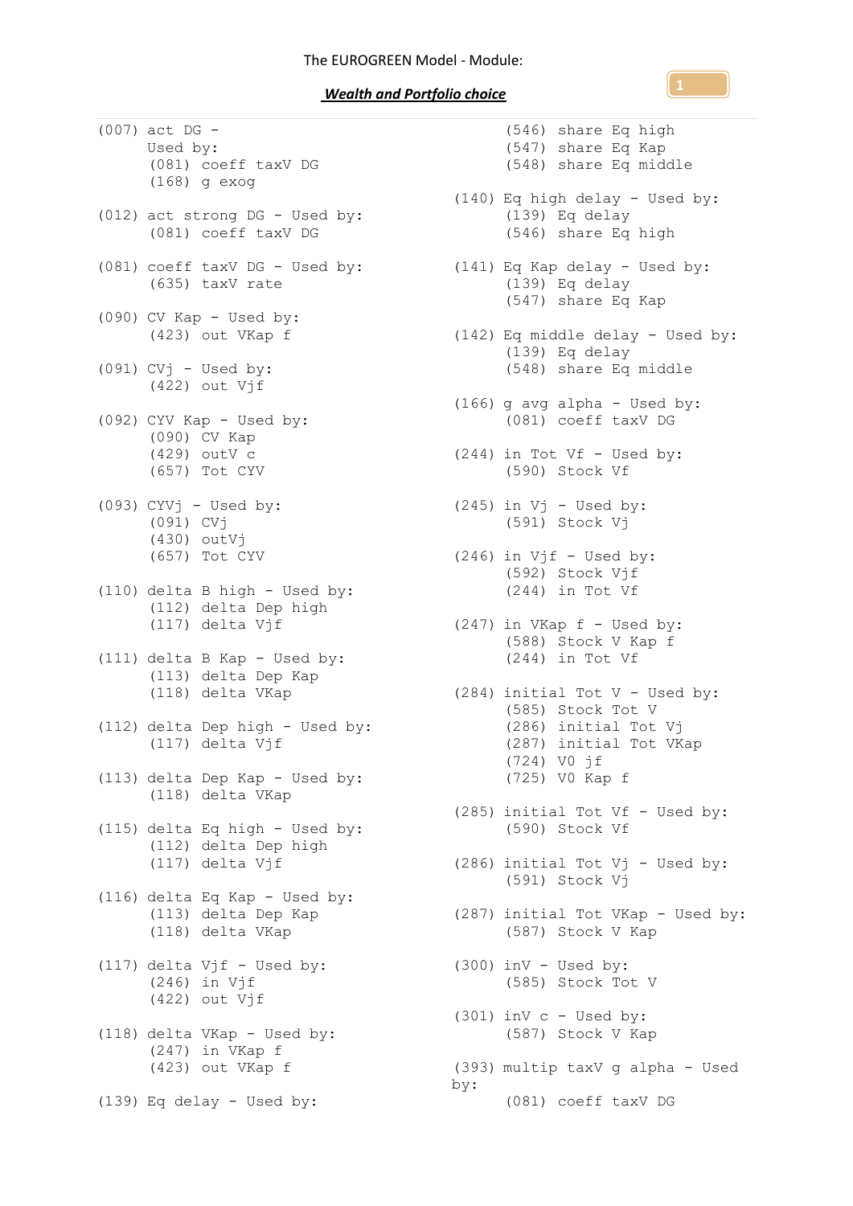The EUROGREEN Model - Module:

***Wealth and Portfolio choice***

```
(007) act DG -
      Used by:
       (081) coeff taxV DG
       (168) g exog

(012) act strong DG - Used by:
       (081) coeff taxV DG

(081) coeff taxV DG - Used by:
       (635) taxV rate

(090) CV Kap - Used by:
       (423) out VKap f

(091) CVj - Used by:
       (422) out Vjf

(092) CYV Kap - Used by:
       (090) CV Kap
       (429) outV c
       (657) Tot CYV

(093) CYVj - Used by:
       (091) CVj
       (430) outVj
       (657) Tot CYV

(110) delta B high - Used by:
       (112) delta Dep high
       (117) delta Vjf

(111) delta B Kap - Used by:
       (113) delta Dep Kap
       (118) delta VKap

(112) delta Dep high - Used by:
       (117) delta Vjf

(113) delta Dep Kap - Used by:
       (118) delta VKap

(115) delta Eq high - Used by:
       (112) delta Dep high
       (117) delta Vjf

(116) delta Eq Kap - Used by:
       (113) delta Dep Kap
       (118) delta VKap

(117) delta Vjf - Used by:
       (246) in Vjf
       (422) out Vjf

(118) delta VKap - Used by:
       (247) in VKap f
       (423) out VKap f

(139) Eq delay - Used by:
       (546) share Eq high
       (547) share Eq Kap
       (548) share Eq middle

(140) Eq high delay - Used by:
       (139) Eq delay
       (546) share Eq high

(141) Eq Kap delay - Used by:
       (139) Eq delay
       (547) share Eq Kap

(142) Eq middle delay - Used by:
       (139) Eq delay
       (548) share Eq middle

(166) g avg alpha - Used by:
       (081) coeff taxV DG

(244) in Tot Vf - Used by:
       (590) Stock Vf

(245) in Vj - Used by:
       (591) Stock Vj

(246) in Vjf - Used by:
       (592) Stock Vjf
       (244) in Tot Vf

(247) in VKap f - Used by:
       (588) Stock V Kap f
       (244) in Tot Vf

(284) initial Tot V - Used by:
       (585) Stock Tot V
       (286) initial Tot Vj
       (287) initial Tot VKap
       (724) V0 jf
       (725) V0 Kap f

(285) initial Tot Vf - Used by:
       (590) Stock Vf

(286) initial Tot Vj - Used by:
       (591) Stock Vj

(287) initial Tot VKap - Used by:
       (587) Stock V Kap

(300) inV - Used by:
       (585) Stock Tot V

(301) inV c - Used by:
       (587) Stock V Kap

(393) multip taxV g alpha - Used
by:
       (081) coeff taxV DG
```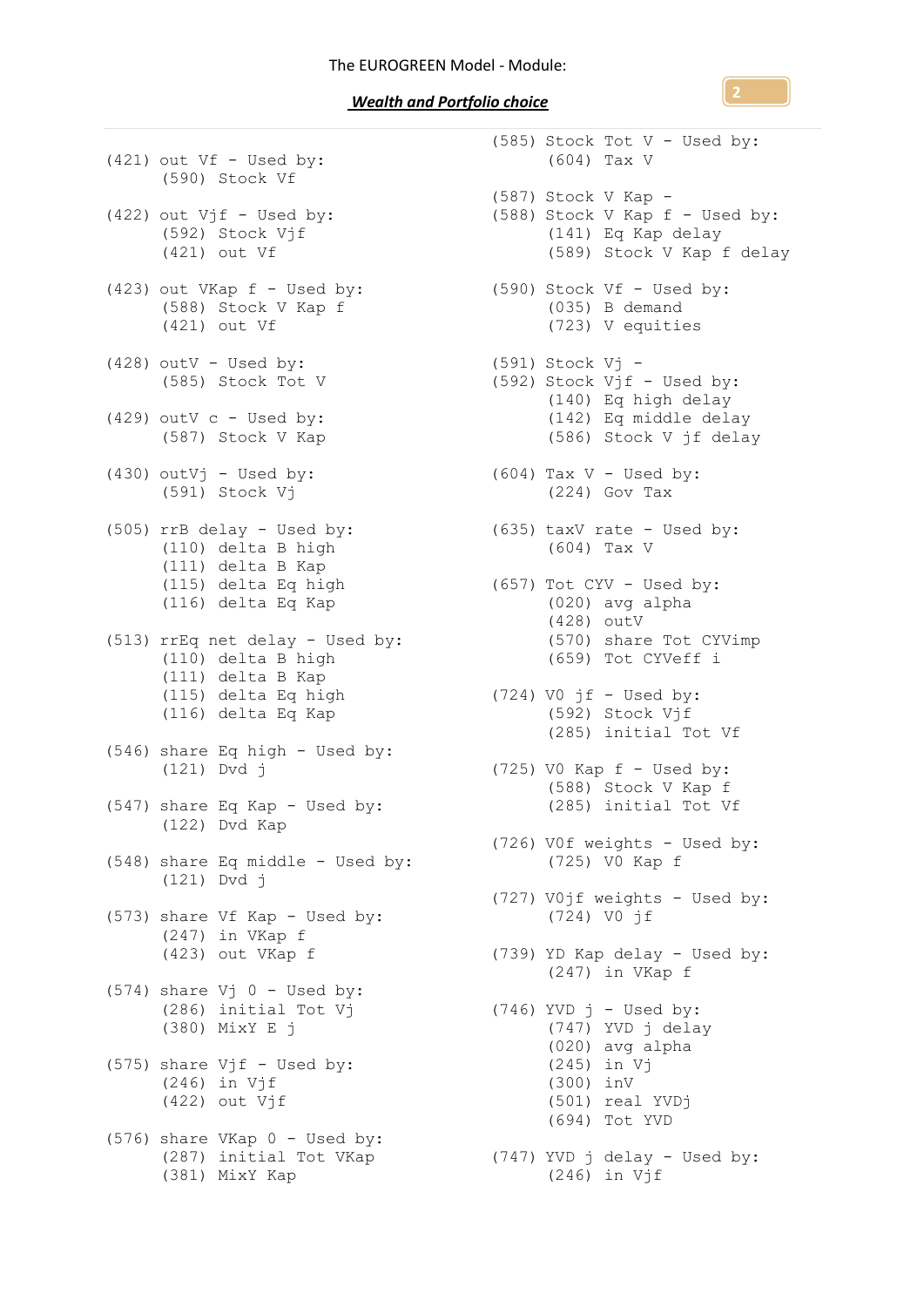(421) out Vf - Used by:
      (590) Stock Vf

(422) out Vjf - Used by:
      (592) Stock Vjf
      (421) out Vf

(423) out VKap f - Used by:
      (588) Stock V Kap f
      (421) out Vf

(428) outV - Used by:
      (585) Stock Tot V

(429) outV c - Used by:
      (587) Stock V Kap

(430) outVj - Used by:
      (591) Stock Vj

(505) rrB delay - Used by:
      (110) delta B high
      (111) delta B Kap
      (115) delta Eq high
      (116) delta Eq Kap

(513) rrEq net delay - Used by:
      (110) delta B high
      (111) delta B Kap
      (115) delta Eq high
      (116) delta Eq Kap

(546) share Eq high - Used by:
      (121) Dvd j

(547) share Eq Kap - Used by:
      (122) Dvd Kap

(548) share Eq middle - Used by:
      (121) Dvd j

(573) share Vf Kap - Used by:
      (247) in VKap f
      (423) out VKap f

(574) share Vj 0 - Used by:
      (286) initial Tot Vj
      (380) MixY E j

(575) share Vjf - Used by:
      (246) in Vjf
      (422) out Vjf

(576) share VKap 0 - Used by:
      (287) initial Tot VKap
      (381) MixY Kap

(585) Stock Tot V - Used by:
      (604) Tax V

(587) Stock V Kap -
(588) Stock V Kap f - Used by:
      (141) Eq Kap delay
      (589) Stock V Kap f delay

(590) Stock Vf - Used by:
      (035) B demand
      (723) V equities

(591) Stock Vj -
(592) Stock Vjf - Used by:
      (140) Eq high delay
      (142) Eq middle delay
      (586) Stock V jf delay

(604) Tax V - Used by:
      (224) Gov Tax

(635) taxV rate - Used by:
      (604) Tax V

(657) Tot CYV - Used by:
      (020) avg alpha
      (428) outV
      (570) share Tot CYVimp
      (659) Tot CYVeff i

(724) V0 jf - Used by:
      (592) Stock Vjf
      (285) initial Tot Vf

(725) V0 Kap f - Used by:
      (588) Stock V Kap f
      (285) initial Tot Vf

(726) V0f weights - Used by:
      (725) V0 Kap f

(727) V0jf weights - Used by:
      (724) V0 jf

(739) YD Kap delay - Used by:
      (247) in VKap f

(746) YVD j - Used by:
      (747) YVD j delay
      (020) avg alpha
      (245) in Vj
      (300) inV
      (501) real YVDj
      (694) Tot YVD

(747) YVD j delay - Used by:
      (246) in Vjf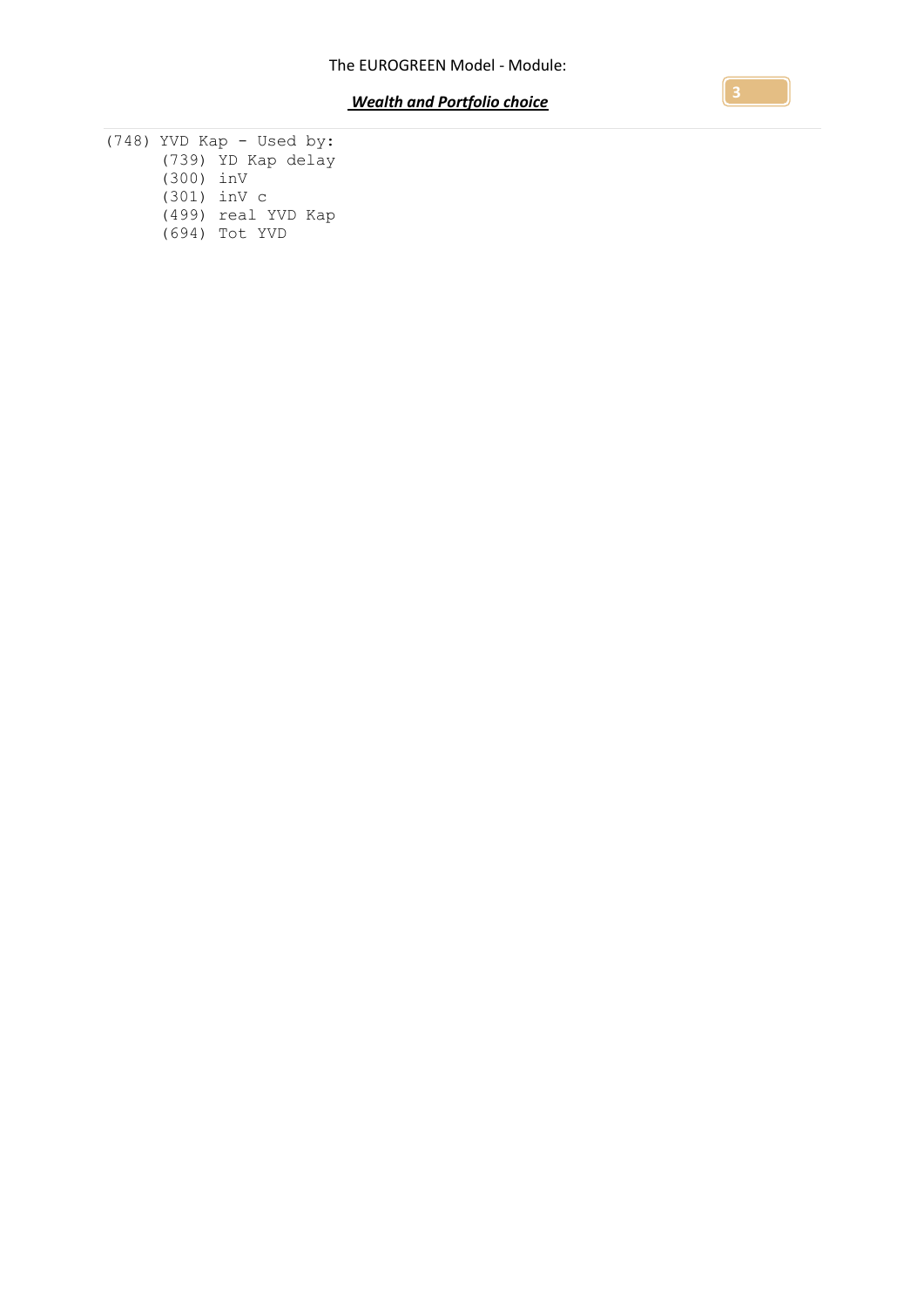```
(748) YVD Kap - Used by:
      (739) YD Kap delay
      (300) inV
      (301) inV c
      (499) real YVD Kap
      (694) Tot YVD
```